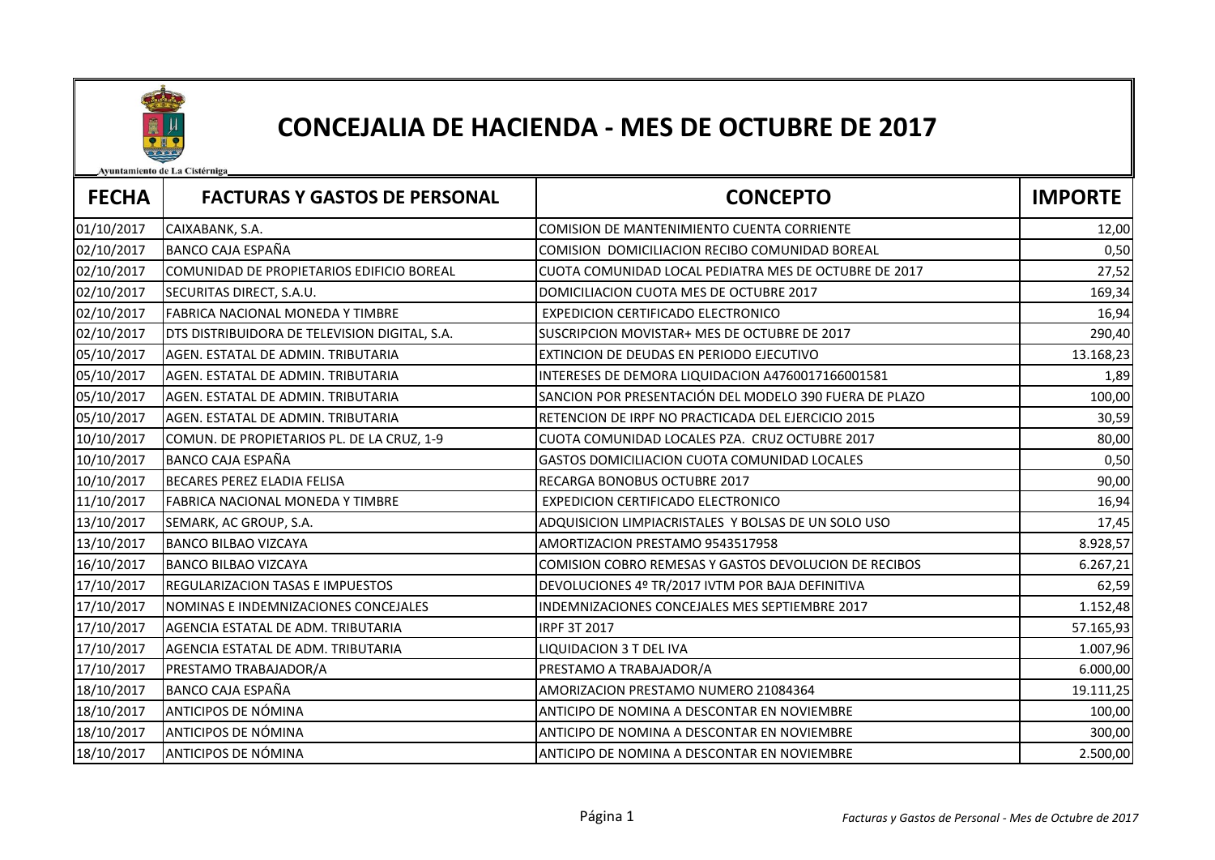Ayuntamiento de La Cistérniga

# CONCEJALIA DE HACIENDA - MES DE OCTUBRE DE 2017

| FECHA | FACTURAS Y GASTOS DE PERSONAL | CONCEPTO | IMPORTE |
|---|---|---|---|
| 01/10/2017 | CAIXABANK, S.A. | COMISION DE MANTENIMIENTO CUENTA CORRIENTE | 12,00 |
| 02/10/2017 | BANCO CAJA ESPAÑA | COMISION DOMICILIACION RECIBO COMUNIDAD BOREAL | 0,50 |
| 02/10/2017 | COMUNIDAD DE PROPIETARIOS EDIFICIO BOREAL | CUOTA COMUNIDAD LOCAL PEDIATRA MES DE OCTUBRE DE 2017 | 27,52 |
| 02/10/2017 | SECURITAS DIRECT, S.A.U. | DOMICILIACION CUOTA MES DE OCTUBRE 2017 | 169,34 |
| 02/10/2017 | FABRICA NACIONAL MONEDA Y TIMBRE | EXPEDICION CERTIFICADO ELECTRONICO | 16,94 |
| 02/10/2017 | DTS DISTRIBUIDORA DE TELEVISION DIGITAL, S.A. | SUSCRIPCION MOVISTAR+ MES DE OCTUBRE DE 2017 | 290,40 |
| 05/10/2017 | AGEN. ESTATAL DE ADMIN. TRIBUTARIA | EXTINCION DE DEUDAS EN PERIODO EJECUTIVO | 13.168,23 |
| 05/10/2017 | AGEN. ESTATAL DE ADMIN. TRIBUTARIA | INTERESES DE DEMORA LIQUIDACION A4760017166001581 | 1,89 |
| 05/10/2017 | AGEN. ESTATAL DE ADMIN. TRIBUTARIA | SANCION POR PRESENTACIÓN DEL MODELO 390 FUERA DE PLAZO | 100,00 |
| 05/10/2017 | AGEN. ESTATAL DE ADMIN. TRIBUTARIA | RETENCION DE IRPF NO PRACTICADA DEL EJERCICIO 2015 | 30,59 |
| 10/10/2017 | COMUN. DE PROPIETARIOS PL. DE LA CRUZ, 1-9 | CUOTA COMUNIDAD LOCALES PZA. CRUZ OCTUBRE 2017 | 80,00 |
| 10/10/2017 | BANCO CAJA ESPAÑA | GASTOS DOMICILIACION CUOTA COMUNIDAD LOCALES | 0,50 |
| 10/10/2017 | BECARES PEREZ ELADIA FELISA | RECARGA BONOBUS OCTUBRE 2017 | 90,00 |
| 11/10/2017 | FABRICA NACIONAL MONEDA Y TIMBRE | EXPEDICION CERTIFICADO ELECTRONICO | 16,94 |
| 13/10/2017 | SEMARK, AC GROUP, S.A. | ADQUISICION LIMPIACRISTALES Y BOLSAS DE UN SOLO USO | 17,45 |
| 13/10/2017 | BANCO BILBAO VIZCAYA | AMORTIZACION PRESTAMO 9543517958 | 8.928,57 |
| 16/10/2017 | BANCO BILBAO VIZCAYA | COMISION COBRO REMESAS Y GASTOS DEVOLUCION DE RECIBOS | 6.267,21 |
| 17/10/2017 | REGULARIZACION TASAS E IMPUESTOS | DEVOLUCIONES 4º TR/2017 IVTM POR BAJA DEFINITIVA | 62,59 |
| 17/10/2017 | NOMINAS E INDEMNIZACIONES CONCEJALES | INDEMNIZACIONES CONCEJALES MES SEPTIEMBRE 2017 | 1.152,48 |
| 17/10/2017 | AGENCIA ESTATAL DE ADM. TRIBUTARIA | IRPF 3T 2017 | 57.165,93 |
| 17/10/2017 | AGENCIA ESTATAL DE ADM. TRIBUTARIA | LIQUIDACION 3 T DEL IVA | 1.007,96 |
| 17/10/2017 | PRESTAMO TRABAJADOR/A | PRESTAMO A TRABAJADOR/A | 6.000,00 |
| 18/10/2017 | BANCO CAJA ESPAÑA | AMORIZACION PRESTAMO NUMERO 21084364 | 19.111,25 |
| 18/10/2017 | ANTICIPOS DE NÓMINA | ANTICIPO DE NOMINA A DESCONTAR EN NOVIEMBRE | 100,00 |
| 18/10/2017 | ANTICIPOS DE NÓMINA | ANTICIPO DE NOMINA A DESCONTAR EN NOVIEMBRE | 300,00 |
| 18/10/2017 | ANTICIPOS DE NÓMINA | ANTICIPO DE NOMINA A DESCONTAR EN NOVIEMBRE | 2.500,00 |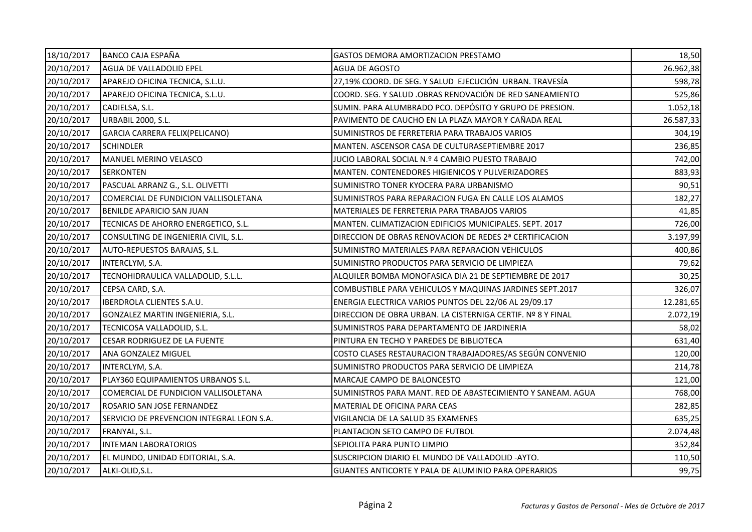| | | | |
|---|---|---|---|
| 18/10/2017 | BANCO CAJA ESPAÑA | GASTOS DEMORA AMORTIZACION PRESTAMO | 18,50 |
| 20/10/2017 | AGUA DE VALLADOLID EPEL | AGUA DE AGOSTO | 26.962,38 |
| 20/10/2017 | APAREJO OFICINA TECNICA, S.L.U. | 27,19% COORD. DE SEG. Y SALUD EJECUCIÓN URBAN. TRAVESÍA | 598,78 |
| 20/10/2017 | APAREJO OFICINA TECNICA, S.L.U. | COORD. SEG. Y SALUD .OBRAS RENOVACIÓN DE RED SANEAMIENTO | 525,86 |
| 20/10/2017 | CADIELSA, S.L. | SUMIN. PARA ALUMBRADO PCO. DEPÓSITO Y GRUPO DE PRESION. | 1.052,18 |
| 20/10/2017 | URBABIL 2000, S.L. | PAVIMENTO DE CAUCHO EN LA PLAZA MAYOR Y CAÑADA REAL | 26.587,33 |
| 20/10/2017 | GARCIA CARRERA FELIX(PELICANO) | SUMINISTROS DE FERRETERIA PARA TRABAJOS VARIOS | 304,19 |
| 20/10/2017 | SCHINDLER | MANTEN. ASCENSOR CASA DE CULTURASEPTIEMBRE 2017 | 236,85 |
| 20/10/2017 | MANUEL MERINO VELASCO | JUCIO LABORAL SOCIAL N.º 4 CAMBIO PUESTO TRABAJO | 742,00 |
| 20/10/2017 | SERKONTEN | MANTEN. CONTENEDORES HIGIENICOS Y PULVERIZADORES | 883,93 |
| 20/10/2017 | PASCUAL ARRANZ G., S.L. OLIVETTI | SUMINISTRO TONER KYOCERA PARA URBANISMO | 90,51 |
| 20/10/2017 | COMERCIAL DE FUNDICION VALLISOLETANA | SUMINISTROS PARA REPARACION FUGA EN CALLE LOS ALAMOS | 182,27 |
| 20/10/2017 | BENILDE APARICIO SAN JUAN | MATERIALES DE FERRETERIA PARA TRABAJOS VARIOS | 41,85 |
| 20/10/2017 | TECNICAS DE AHORRO ENERGETICO, S.L. | MANTEN. CLIMATIZACION EDIFICIOS MUNICIPALES. SEPT. 2017 | 726,00 |
| 20/10/2017 | CONSULTING DE INGENIERIA CIVIL, S.L. | DIRECCION DE OBRAS RENOVACION DE REDES 2ª CERTIFICACION | 3.197,99 |
| 20/10/2017 | AUTO-REPUESTOS BARAJAS, S.L. | SUMINISTRO MATERIALES PARA REPARACION VEHICULOS | 400,86 |
| 20/10/2017 | INTERCLYM, S.A. | SUMINISTRO PRODUCTOS PARA SERVICIO DE LIMPIEZA | 79,62 |
| 20/10/2017 | TECNOHIDRAULICA VALLADOLID, S.L.L. | ALQUILER BOMBA MONOFASICA DIA 21 DE SEPTIEMBRE DE 2017 | 30,25 |
| 20/10/2017 | CEPSA CARD, S.A. | COMBUSTIBLE PARA VEHICULOS Y MAQUINAS JARDINES SEPT.2017 | 326,07 |
| 20/10/2017 | IBERDROLA CLIENTES S.A.U. | ENERGIA ELECTRICA VARIOS PUNTOS DEL 22/06 AL 29/09.17 | 12.281,65 |
| 20/10/2017 | GONZALEZ MARTIN INGENIERIA, S.L. | DIRECCION DE OBRA URBAN. LA CISTERNIGA CERTIF. Nº 8 Y FINAL | 2.072,19 |
| 20/10/2017 | TECNICOSA VALLADOLID, S.L. | SUMINISTROS PARA DEPARTAMENTO DE JARDINERIA | 58,02 |
| 20/10/2017 | CESAR RODRIGUEZ DE LA FUENTE | PINTURA EN TECHO Y PAREDES DE BIBLIOTECA | 631,40 |
| 20/10/2017 | ANA GONZALEZ MIGUEL | COSTO CLASES RESTAURACION TRABAJADORES/AS SEGÚN CONVENIO | 120,00 |
| 20/10/2017 | INTERCLYM, S.A. | SUMINISTRO PRODUCTOS PARA SERVICIO DE LIMPIEZA | 214,78 |
| 20/10/2017 | PLAY360 EQUIPAMIENTOS URBANOS S.L. | MARCAJE CAMPO DE BALONCESTO | 121,00 |
| 20/10/2017 | COMERCIAL DE FUNDICION VALLISOLETANA | SUMINISTROS PARA MANT. RED DE ABASTECIMIENTO Y SANEAM. AGUA | 768,00 |
| 20/10/2017 | ROSARIO SAN JOSE FERNANDEZ | MATERIAL DE OFICINA PARA CEAS | 282,85 |
| 20/10/2017 | SERVICIO DE PREVENCION INTEGRAL LEON S.A. | VIGILANCIA DE LA SALUD 35 EXAMENES | 635,25 |
| 20/10/2017 | FRANYAL, S.L. | PLANTACION SETO CAMPO DE FUTBOL | 2.074,48 |
| 20/10/2017 | INTEMAN LABORATORIOS | SEPIOLITA PARA PUNTO LIMPIO | 352,84 |
| 20/10/2017 | EL MUNDO, UNIDAD EDITORIAL, S.A. | SUSCRIPCION DIARIO EL MUNDO DE VALLADOLID -AYTO. | 110,50 |
| 20/10/2017 | ALKI-OLID,S.L. | GUANTES ANTICORTE Y PALA DE ALUMINIO PARA OPERARIOS | 99,75 |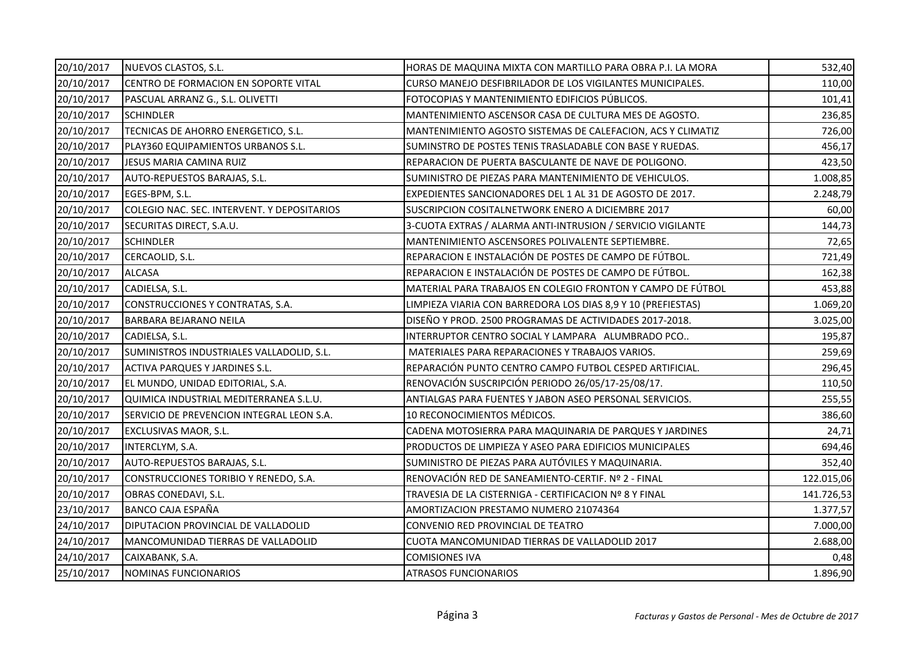| | | | |
|---|---|---|---|
| 20/10/2017 | NUEVOS CLASTOS, S.L. | HORAS DE MAQUINA MIXTA CON MARTILLO PARA OBRA P.I. LA MORA | 532,40 |
| 20/10/2017 | CENTRO DE FORMACION EN SOPORTE VITAL | CURSO MANEJO DESFIBRILADOR DE LOS VIGILANTES MUNICIPALES. | 110,00 |
| 20/10/2017 | PASCUAL ARRANZ G., S.L. OLIVETTI | FOTOCOPIAS Y MANTENIMIENTO EDIFICIOS PÚBLICOS. | 101,41 |
| 20/10/2017 | SCHINDLER | MANTENIMIENTO ASCENSOR CASA DE CULTURA MES DE AGOSTO. | 236,85 |
| 20/10/2017 | TECNICAS DE AHORRO ENERGETICO, S.L. | MANTENIMIENTO AGOSTO SISTEMAS DE CALEFACION, ACS Y CLIMATIZ | 726,00 |
| 20/10/2017 | PLAY360 EQUIPAMIENTOS URBANOS S.L. | SUMINSTRO DE POSTES TENIS TRASLADABLE CON BASE Y RUEDAS. | 456,17 |
| 20/10/2017 | JESUS MARIA CAMINA RUIZ | REPARACION DE PUERTA BASCULANTE DE NAVE DE POLIGONO. | 423,50 |
| 20/10/2017 | AUTO-REPUESTOS BARAJAS, S.L. | SUMINISTRO DE PIEZAS PARA MANTENIMIENTO DE VEHICULOS. | 1.008,85 |
| 20/10/2017 | EGES-BPM, S.L. | EXPEDIENTES SANCIONADORES DEL 1 AL 31 DE AGOSTO DE 2017. | 2.248,79 |
| 20/10/2017 | COLEGIO NAC. SEC. INTERVENT. Y DEPOSITARIOS | SUSCRIPCION COSITALNETWORK ENERO A DICIEMBRE 2017 | 60,00 |
| 20/10/2017 | SECURITAS DIRECT, S.A.U. | 3-CUOTA EXTRAS / ALARMA ANTI-INTRUSION / SERVICIO VIGILANTE | 144,73 |
| 20/10/2017 | SCHINDLER | MANTENIMIENTO ASCENSORES POLIVALENTE SEPTIEMBRE. | 72,65 |
| 20/10/2017 | CERCAOLID, S.L. | REPARACION E INSTALACIÓN DE POSTES DE CAMPO DE FÚTBOL. | 721,49 |
| 20/10/2017 | ALCASA | REPARACION E INSTALACIÓN DE POSTES DE CAMPO DE FÚTBOL. | 162,38 |
| 20/10/2017 | CADIELSA, S.L. | MATERIAL PARA TRABAJOS EN COLEGIO FRONTON Y CAMPO DE FÚTBOL | 453,88 |
| 20/10/2017 | CONSTRUCCIONES Y CONTRATAS, S.A. | LIMPIEZA VIARIA CON BARREDORA LOS DIAS 8,9 Y 10 (PREFIESTAS) | 1.069,20 |
| 20/10/2017 | BARBARA BEJARANO NEILA | DISEÑO Y PROD. 2500 PROGRAMAS DE ACTIVIDADES 2017-2018. | 3.025,00 |
| 20/10/2017 | CADIELSA, S.L. | INTERRUPTOR CENTRO SOCIAL Y LAMPARA ALUMBRADO PCO.. | 195,87 |
| 20/10/2017 | SUMINISTROS INDUSTRIALES VALLADOLID, S.L. | MATERIALES PARA REPARACIONES Y TRABAJOS VARIOS. | 259,69 |
| 20/10/2017 | ACTIVA PARQUES Y JARDINES S.L. | REPARACIÓN PUNTO CENTRO CAMPO FUTBOL CESPED ARTIFICIAL. | 296,45 |
| 20/10/2017 | EL MUNDO, UNIDAD EDITORIAL, S.A. | RENOVACIÓN SUSCRIPCIÓN PERIODO 26/05/17-25/08/17. | 110,50 |
| 20/10/2017 | QUIMICA INDUSTRIAL MEDITERRANEA S.L.U. | ANTIALGAS PARA FUENTES Y JABON ASEO PERSONAL SERVICIOS. | 255,55 |
| 20/10/2017 | SERVICIO DE PREVENCION INTEGRAL LEON S.A. | 10 RECONOCIMIENTOS MÉDICOS. | 386,60 |
| 20/10/2017 | EXCLUSIVAS MAOR, S.L. | CADENA MOTOSIERRA PARA MAQUINARIA DE PARQUES Y JARDINES | 24,71 |
| 20/10/2017 | INTERCLYM, S.A. | PRODUCTOS DE LIMPIEZA Y ASEO PARA EDIFICIOS MUNICIPALES | 694,46 |
| 20/10/2017 | AUTO-REPUESTOS BARAJAS, S.L. | SUMINISTRO DE PIEZAS PARA AUTÓVILES Y MAQUINARIA. | 352,40 |
| 20/10/2017 | CONSTRUCCIONES TORIBIO Y RENEDO, S.A. | RENOVACIÓN RED DE SANEAMIENTO-CERTIF. Nº 2 - FINAL | 122.015,06 |
| 20/10/2017 | OBRAS CONEDAVI, S.L. | TRAVESIA DE LA CISTERNIGA - CERTIFICACION Nº 8 Y FINAL | 141.726,53 |
| 23/10/2017 | BANCO CAJA ESPAÑA | AMORTIZACION PRESTAMO NUMERO 21074364 | 1.377,57 |
| 24/10/2017 | DIPUTACION PROVINCIAL DE VALLADOLID | CONVENIO RED PROVINCIAL DE TEATRO | 7.000,00 |
| 24/10/2017 | MANCOMUNIDAD TIERRAS DE VALLADOLID | CUOTA MANCOMUNIDAD TIERRAS DE VALLADOLID 2017 | 2.688,00 |
| 24/10/2017 | CAIXABANK, S.A. | COMISIONES IVA | 0,48 |
| 25/10/2017 | NOMINAS FUNCIONARIOS | ATRASOS FUNCIONARIOS | 1.896,90 |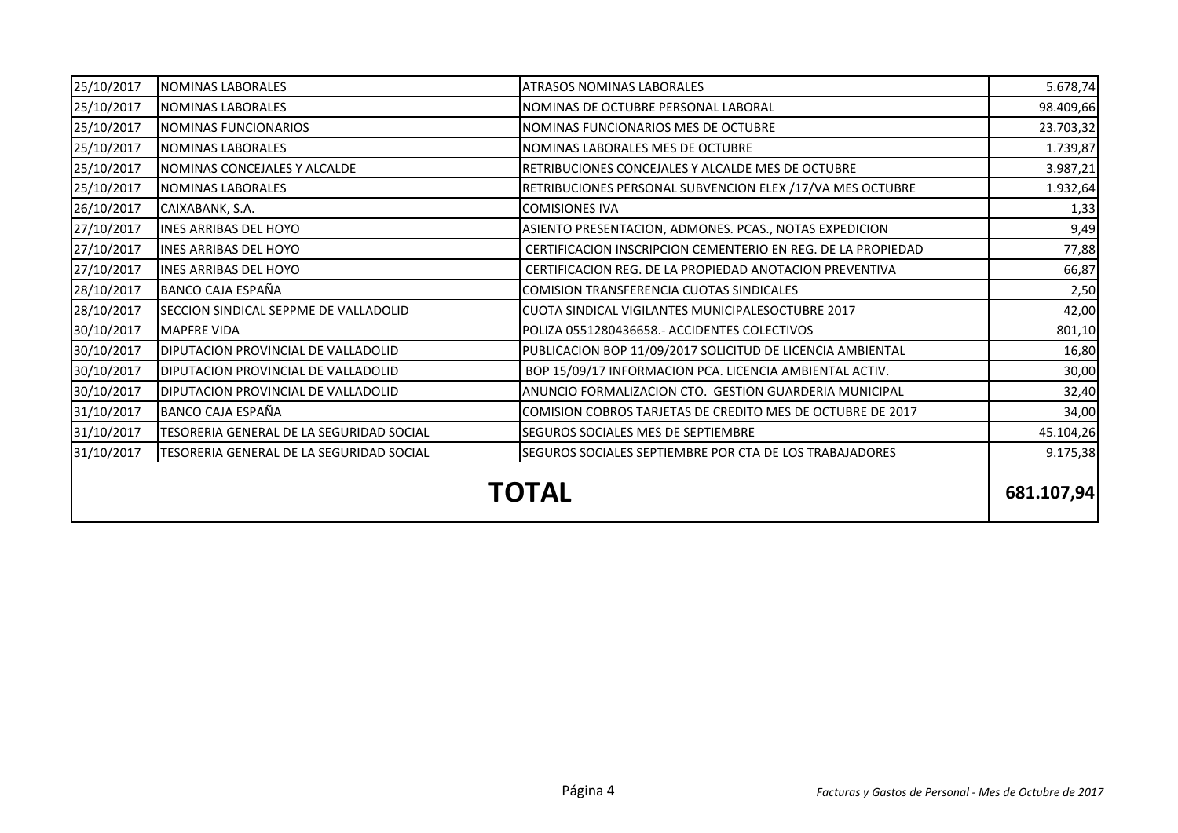| | | | |
|---|---|---|---|
| 25/10/2017 | NOMINAS LABORALES | ATRASOS NOMINAS LABORALES | 5.678,74 |
| 25/10/2017 | NOMINAS LABORALES | NOMINAS DE OCTUBRE PERSONAL LABORAL | 98.409,66 |
| 25/10/2017 | NOMINAS FUNCIONARIOS | NOMINAS FUNCIONARIOS MES DE OCTUBRE | 23.703,32 |
| 25/10/2017 | NOMINAS LABORALES | NOMINAS LABORALES MES DE OCTUBRE | 1.739,87 |
| 25/10/2017 | NOMINAS CONCEJALES Y ALCALDE | RETRIBUCIONES CONCEJALES Y ALCALDE MES DE OCTUBRE | 3.987,21 |
| 25/10/2017 | NOMINAS LABORALES | RETRIBUCIONES PERSONAL SUBVENCION ELEX /17/VA MES OCTUBRE | 1.932,64 |
| 26/10/2017 | CAIXABANK, S.A. | COMISIONES IVA | 1,33 |
| 27/10/2017 | INES ARRIBAS DEL HOYO | ASIENTO PRESENTACION, ADMONES. PCAS., NOTAS EXPEDICION | 9,49 |
| 27/10/2017 | INES ARRIBAS DEL HOYO | CERTIFICACION INSCRIPCION CEMENTERIO EN REG. DE LA PROPIEDAD | 77,88 |
| 27/10/2017 | INES ARRIBAS DEL HOYO | CERTIFICACION REG. DE LA PROPIEDAD ANOTACION PREVENTIVA | 66,87 |
| 28/10/2017 | BANCO CAJA ESPAÑA | COMISION TRANSFERENCIA CUOTAS SINDICALES | 2,50 |
| 28/10/2017 | SECCION SINDICAL SEPPME DE VALLADOLID | CUOTA SINDICAL VIGILANTES MUNICIPALESOCTUBRE 2017 | 42,00 |
| 30/10/2017 | MAPFRE VIDA | POLIZA 0551280436658.- ACCIDENTES COLECTIVOS | 801,10 |
| 30/10/2017 | DIPUTACION PROVINCIAL DE VALLADOLID | PUBLICACION BOP 11/09/2017 SOLICITUD DE LICENCIA AMBIENTAL | 16,80 |
| 30/10/2017 | DIPUTACION PROVINCIAL DE VALLADOLID | BOP 15/09/17 INFORMACION PCA. LICENCIA AMBIENTAL ACTIV. | 30,00 |
| 30/10/2017 | DIPUTACION PROVINCIAL DE VALLADOLID | ANUNCIO FORMALIZACION CTO. GESTION GUARDERIA MUNICIPAL | 32,40 |
| 31/10/2017 | BANCO CAJA ESPAÑA | COMISION COBROS TARJETAS DE CREDITO MES DE OCTUBRE DE 2017 | 34,00 |
| 31/10/2017 | TESORERIA GENERAL DE LA SEGURIDAD SOCIAL | SEGUROS SOCIALES MES DE SEPTIEMBRE | 45.104,26 |
| 31/10/2017 | TESORERIA GENERAL DE LA SEGURIDAD SOCIAL | SEGUROS SOCIALES SEPTIEMBRE POR CTA DE LOS TRABAJADORES | 9.175,38 |
| **TOTAL** | | | **681.107,94** |